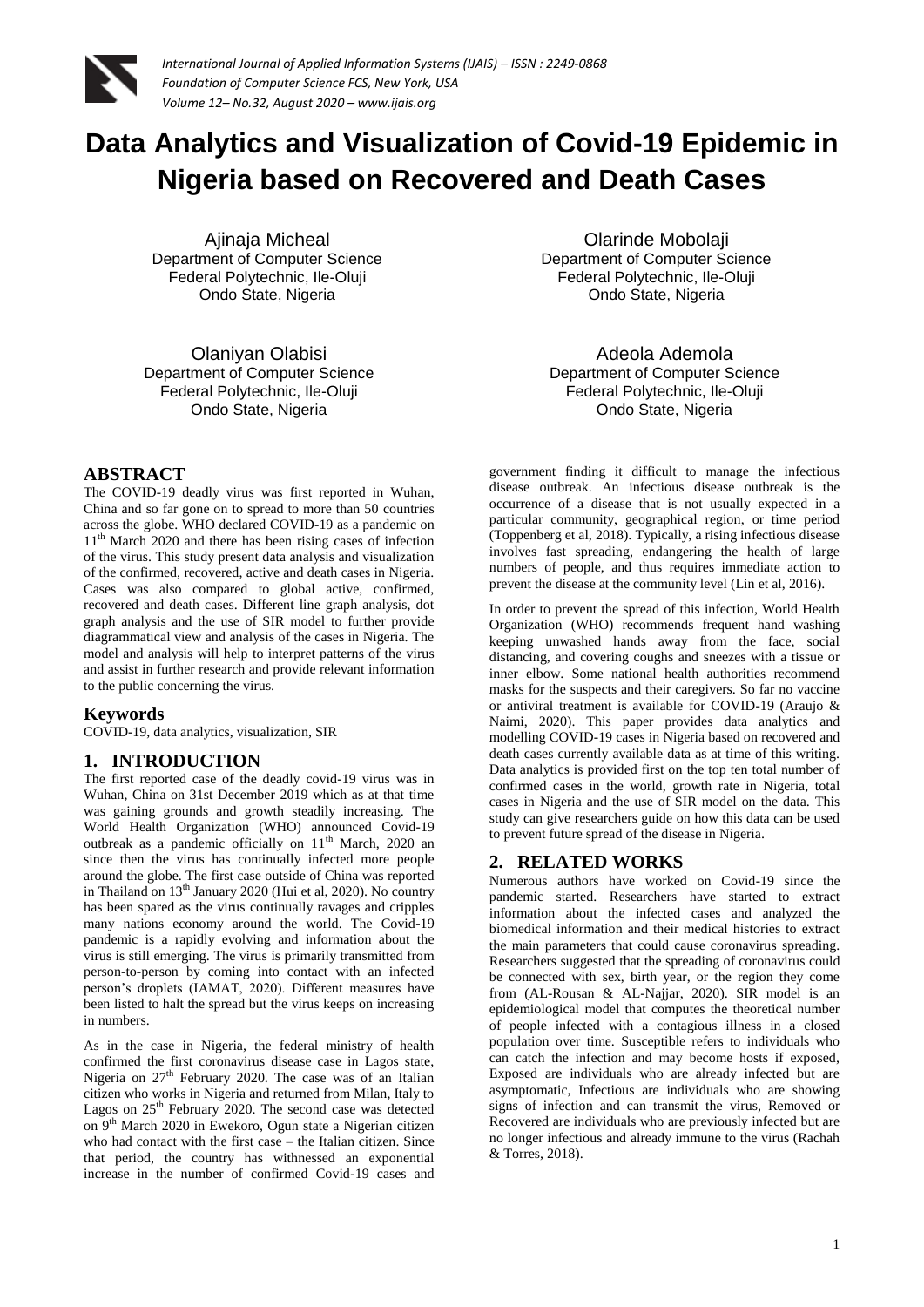# Data Analytics and Visualization of Covid-19 Epidemic in Nigeria based on Recovered and Death Cases

Ajinaja Micheal
Department of Computer Science
Federal Polytechnic, Ile-Oluji
Ondo State, Nigeria

Olarinde Mobolaji
Department of Computer Science
Federal Polytechnic, Ile-Oluji
Ondo State, Nigeria

Olaniyan Olabisi
Department of Computer Science
Federal Polytechnic, Ile-Oluji
Ondo State, Nigeria

Adeola Ademola
Department of Computer Science
Federal Polytechnic, Ile-Oluji
Ondo State, Nigeria

## ABSTRACT

The COVID-19 deadly virus was first reported in Wuhan, China and so far gone on to spread to more than 50 countries across the globe. WHO declared COVID-19 as a pandemic on 11th March 2020 and there has been rising cases of infection of the virus. This study present data analysis and visualization of the confirmed, recovered, active and death cases in Nigeria. Cases was also compared to global active, confirmed, recovered and death cases. Different line graph analysis, dot graph analysis and the use of SIR model to further provide diagrammatical view and analysis of the cases in Nigeria. The model and analysis will help to interpret patterns of the virus and assist in further research and provide relevant information to the public concerning the virus.

### Keywords

COVID-19, data analytics, visualization, SIR

## 1. INTRODUCTION

The first reported case of the deadly covid-19 virus was in Wuhan, China on 31st December 2019 which as at that time was gaining grounds and growth steadily increasing. The World Health Organization (WHO) announced Covid-19 outbreak as a pandemic officially on 11th March, 2020 an since then the virus has continually infected more people around the globe. The first case outside of China was reported in Thailand on 13th January 2020 (Hui et al, 2020). No country has been spared as the virus continually ravages and cripples many nations economy around the world. The Covid-19 pandemic is a rapidly evolving and information about the virus is still emerging. The virus is primarily transmitted from person-to-person by coming into contact with an infected person's droplets (IAMAT, 2020). Different measures have been listed to halt the spread but the virus keeps on increasing in numbers.

As in the case in Nigeria, the federal ministry of health confirmed the first coronavirus disease case in Lagos state, Nigeria on 27th February 2020. The case was of an Italian citizen who works in Nigeria and returned from Milan, Italy to Lagos on 25th February 2020. The second case was detected on 9th March 2020 in Ewekoro, Ogun state a Nigerian citizen who had contact with the first case – the Italian citizen. Since that period, the country has withnessed an exponential increase in the number of confirmed Covid-19 cases and government finding it difficult to manage the infectious disease outbreak. An infectious disease outbreak is the occurrence of a disease that is not usually expected in a particular community, geographical region, or time period (Toppenberg et al, 2018). Typically, a rising infectious disease involves fast spreading, endangering the health of large numbers of people, and thus requires immediate action to prevent the disease at the community level (Lin et al, 2016).

In order to prevent the spread of this infection, World Health Organization (WHO) recommends frequent hand washing keeping unwashed hands away from the face, social distancing, and covering coughs and sneezes with a tissue or inner elbow. Some national health authorities recommend masks for the suspects and their caregivers. So far no vaccine or antiviral treatment is available for COVID-19 (Araujo & Naimi, 2020). This paper provides data analytics and modelling COVID-19 cases in Nigeria based on recovered and death cases currently available data as at time of this writing. Data analytics is provided first on the top ten total number of confirmed cases in the world, growth rate in Nigeria, total cases in Nigeria and the use of SIR model on the data. This study can give researchers guide on how this data can be used to prevent future spread of the disease in Nigeria.

## 2. RELATED WORKS

Numerous authors have worked on Covid-19 since the pandemic started. Researchers have started to extract information about the infected cases and analyzed the biomedical information and their medical histories to extract the main parameters that could cause coronavirus spreading. Researchers suggested that the spreading of coronavirus could be connected with sex, birth year, or the region they come from (AL-Rousan & AL-Najjar, 2020). SIR model is an epidemiological model that computes the theoretical number of people infected with a contagious illness in a closed population over time. Susceptible refers to individuals who can catch the infection and may become hosts if exposed, Exposed are individuals who are already infected but are asymptomatic, Infectious are individuals who are showing signs of infection and can transmit the virus, Removed or Recovered are individuals who are previously infected but are no longer infectious and already immune to the virus (Rachah & Torres, 2018).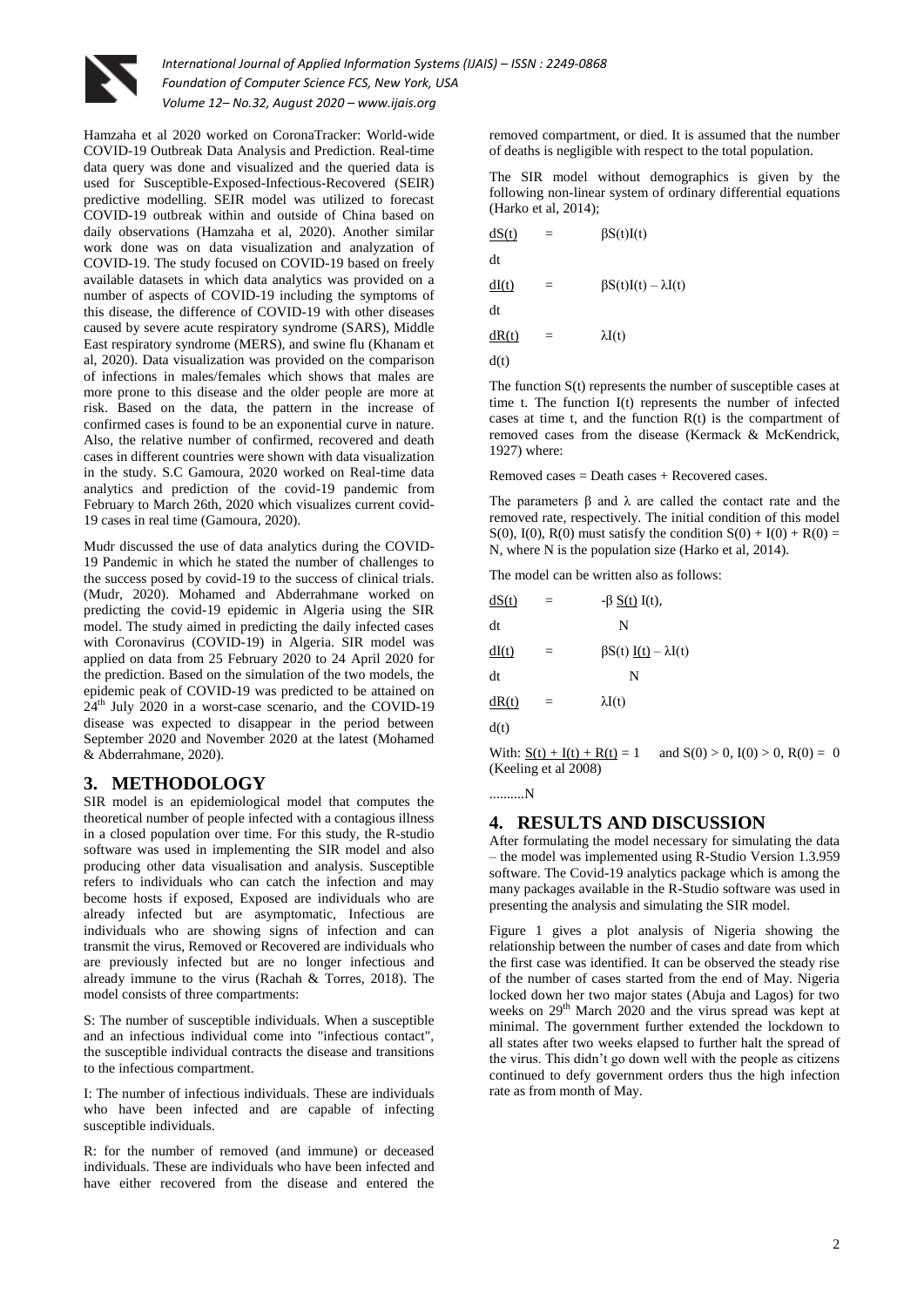Hamzaha et al 2020 worked on CoronaTracker: World-wide COVID-19 Outbreak Data Analysis and Prediction. Real-time data query was done and visualized and the queried data is used for Susceptible-Exposed-Infectious-Recovered (SEIR) predictive modelling. SEIR model was utilized to forecast COVID-19 outbreak within and outside of China based on daily observations (Hamzaha et al, 2020). Another similar work done was on data visualization and analyzation of COVID-19. The study focused on COVID-19 based on freely available datasets in which data analytics was provided on a number of aspects of COVID-19 including the symptoms of this disease, the difference of COVID-19 with other diseases caused by severe acute respiratory syndrome (SARS), Middle East respiratory syndrome (MERS), and swine flu (Khanam et al, 2020). Data visualization was provided on the comparison of infections in males/females which shows that males are more prone to this disease and the older people are more at risk. Based on the data, the pattern in the increase of confirmed cases is found to be an exponential curve in nature. Also, the relative number of confirmed, recovered and death cases in different countries were shown with data visualization in the study. S.C Gamoura, 2020 worked on Real-time data analytics and prediction of the covid-19 pandemic from February to March 26th, 2020 which visualizes current covid-19 cases in real time (Gamoura, 2020).

Mudr discussed the use of data analytics during the COVID-19 Pandemic in which he stated the number of challenges to the success posed by covid-19 to the success of clinical trials. (Mudr, 2020). Mohamed and Abderrahmane worked on predicting the covid-19 epidemic in Algeria using the SIR model. The study aimed in predicting the daily infected cases with Coronavirus (COVID-19) in Algeria. SIR model was applied on data from 25 February 2020 to 24 April 2020 for the prediction. Based on the simulation of the two models, the epidemic peak of COVID-19 was predicted to be attained on 24th July 2020 in a worst-case scenario, and the COVID-19 disease was expected to disappear in the period between September 2020 and November 2020 at the latest (Mohamed & Abderrahmane, 2020).

## 3. METHODOLOGY

SIR model is an epidemiological model that computes the theoretical number of people infected with a contagious illness in a closed population over time. For this study, the R-studio software was used in implementing the SIR model and also producing other data visualisation and analysis. Susceptible refers to individuals who can catch the infection and may become hosts if exposed, Exposed are individuals who are already infected but are asymptomatic, Infectious are individuals who are showing signs of infection and can transmit the virus, Removed or Recovered are individuals who are previously infected but are no longer infectious and already immune to the virus (Rachah & Torres, 2018). The model consists of three compartments:

S: The number of susceptible individuals. When a susceptible and an infectious individual come into "infectious contact", the susceptible individual contracts the disease and transitions to the infectious compartment.

I: The number of infectious individuals. These are individuals who have been infected and are capable of infecting susceptible individuals.

R: for the number of removed (and immune) or deceased individuals. These are individuals who have been infected and have either recovered from the disease and entered the removed compartment, or died. It is assumed that the number of deaths is negligible with respect to the total population.

The SIR model without demographics is given by the following non-linear system of ordinary differential equations (Harko et al, 2014);

$$\frac{dS(t)}{dt} = \beta S(t)I(t)$$

$$\frac{dI(t)}{dt} = \beta S(t)I(t) - \lambda I(t)$$

$$\frac{dR(t)}{d(t)} = \lambda I(t)$$

The function S(t) represents the number of susceptible cases at time t. The function I(t) represents the number of infected cases at time t, and the function R(t) is the compartment of removed cases from the disease (Kermack & McKendrick, 1927) where:

Removed cases = Death cases + Recovered cases.

The parameters $\beta$ and $\lambda$ are called the contact rate and the removed rate, respectively. The initial condition of this model S(0), I(0), R(0) must satisfy the condition $S(0) + I(0) + R(0) = N$, where N is the population size (Harko et al, 2014).

The model can be written also as follows:

$$\frac{dS(t)}{dt} = -\beta \frac{S(t)}{N} I(t),$$

$$\frac{dI(t)}{dt} = \beta S(t) \frac{I(t)}{N} - \lambda I(t)$$

$$\frac{dR(t)}{d(t)} = \lambda I(t)$$

With: $\frac{S(t) + I(t) + R(t)}{N} = 1$ and $S(0) > 0, I(0) > 0, R(0) = 0$ (Keeling et al 2008)

## 4. RESULTS AND DISCUSSION

After formulating the model necessary for simulating the data – the model was implemented using R-Studio Version 1.3.959 software. The Covid-19 analytics package which is among the many packages available in the R-Studio software was used in presenting the analysis and simulating the SIR model.

Figure 1 gives a plot analysis of Nigeria showing the relationship between the number of cases and date from which the first case was identified. It can be observed the steady rise of the number of cases started from the end of May. Nigeria locked down her two major states (Abuja and Lagos) for two weeks on 29th March 2020 and the virus spread was kept at minimal. The government further extended the lockdown to all states after two weeks elapsed to further halt the spread of the virus. This didn't go down well with the people as citizens continued to defy government orders thus the high infection rate as from month of May.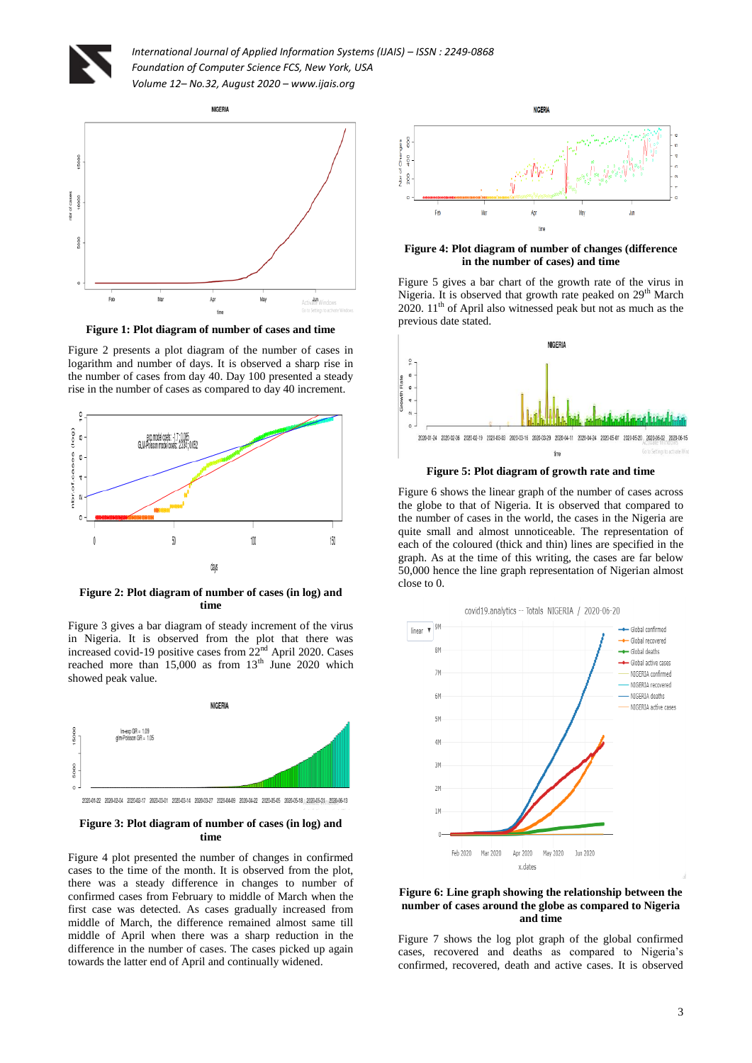**Figure 1: Plot diagram of number of cases and time**

Figure 2 presents a plot diagram of the number of cases in logarithm and number of days. It is observed that a sharp rise in the number of cases from day 40. Day 100 presented a steady rise in the number of cases as compared to day 40 increment.

**Figure 2: Plot diagram of number of cases (in log) and time**

Figure 3 gives a bar diagram of steady increment of the virus in Nigeria. It is observed from the plot that Nigeria increased covid-19 positive cases from 22nd April 2020. Cases reached more than 15,000 as from 13th June 2020 which showed peak value.

**Figure 3: Plot diagram of number of cases (in log) and time**

Figure 4 plot presented the number of changes in confirmed cases to the time of the month. It is observed from the plot, there was a steady difference in changes to number of confirmed cases from February to middle of March when the first case was detected. As cases gradually increased from middle of March, the difference remained almost same till middle of April when there was a sharp reduction in the difference in the number of cases. The cases picked up again towards the latter end of April and continually widened.

**Figure 4: Plot diagram of number of changes (difference in the number of cases) and time**

Figure 5 gives a bar chart of the growth rate of the virus in Nigeria. It is observed that growth rate peaked on 29th March 2020. 11th of April also witnessed peak but not as much as the previous date stated.

**Figure 5: Plot diagram of growth rate and time**

Figure 6 shows the linear graph of the number of cases across the globe to that of Nigeria. It is observed that compared to the number of cases in the world, the cases in the Nigeria are quite small and almost unnoticeable. The representation of each of the coloured (thick and thin) lines are specified in the graph. As at the time of this writing, the cases are far below 50,000 hence the line graph representation of Nigerian almost close to 0.

**Figure 6: Line graph showing the relationship between the number of cases around the globe as compared to Nigeria and time**

Figure 7 shows the log plot graph of the global confirmed cases, recovered and deaths as compared to Nigeria's confirmed, recovered, death and active cases. It is observed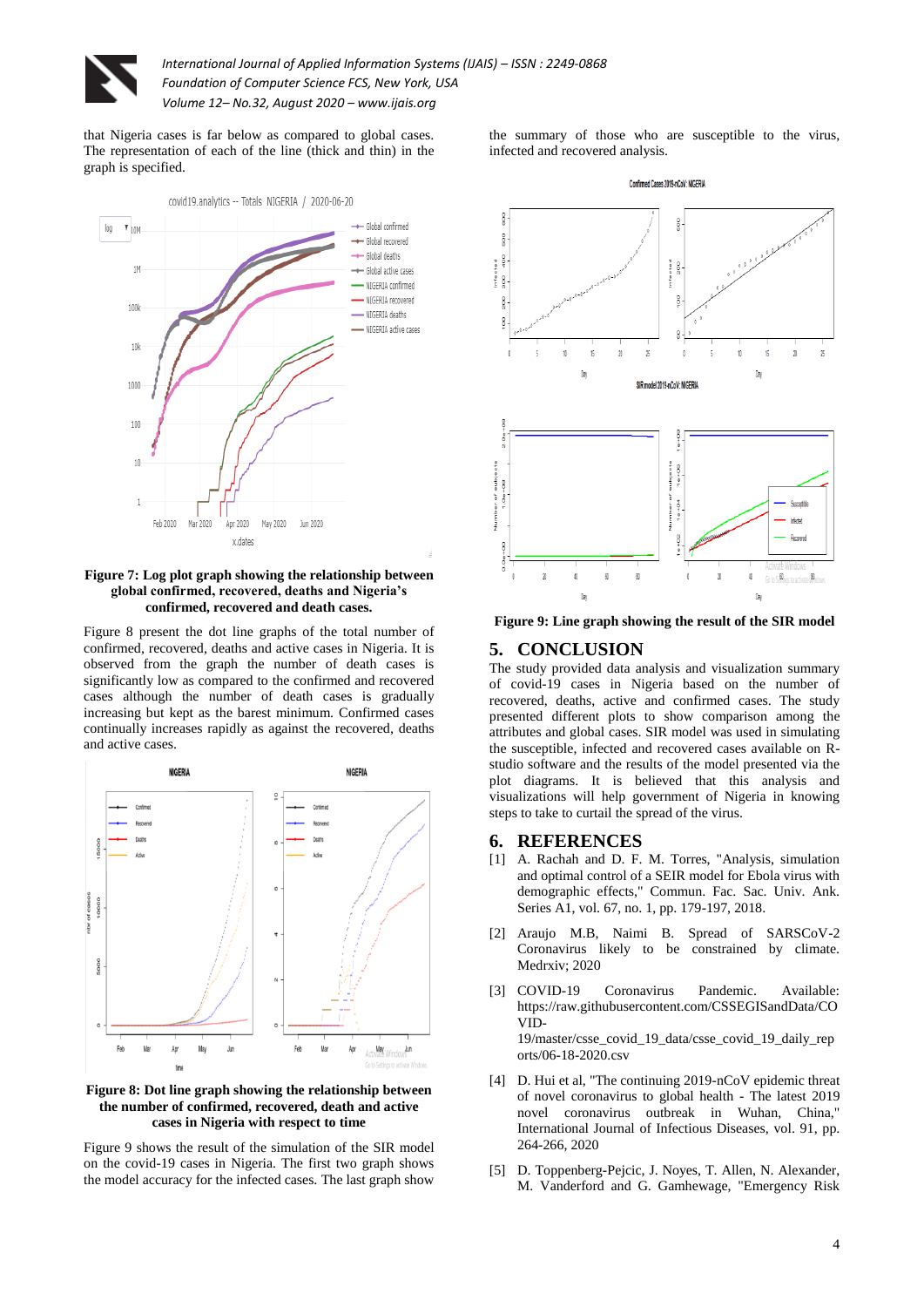that Nigeria cases is far below as compared to global cases. The representation of each of the line (thick and thin) in the graph is specified.

**Figure 7: Log plot graph showing the relationship between global confirmed, recovered, deaths and Nigeria's confirmed, recovered and death cases.**

Figure 8 present the dot line graphs of the total number of confirmed, recovered, deaths and active cases in Nigeria. It is observed from the graph the number of death cases is significantly low as compared to the confirmed and recovered cases although the number of death cases is gradually increasing but kept as the barest minimum. Confirmed cases continually increases rapidly as against the recovered, deaths and active cases.

**Figure 8: Dot line graph showing the relationship between the number of confirmed, recovered, death and active cases in Nigeria with respect to time**

Figure 9 shows the result of the simulation of the SIR model on the covid-19 cases in Nigeria. The first two graph shows the model accuracy for the infected cases. The last graph show the summary of those who are susceptible to the virus, infected and recovered analysis.

**Figure 9: Line graph showing the result of the SIR model**

## 5. CONCLUSION

The study provided data analysis and visualization summary of covid-19 cases in Nigeria based on the number of recovered, deaths, active and confirmed cases. The study presented different plots to show comparison among the attributes and global cases. SIR model was used in simulating the susceptible, infected and recovered cases available on R-studio software and the result of the model presented via the plot diagrams. It is believed that this analysis and visualizations will help government of Nigeria in knowing steps to take to curtail the spread of the virus.

## 6. REFERENCES

[1] A. Rachah and D. F. M. Torres, "Analysis, simulation and optimal control of a SEIR model for Ebola virus with demographic effects," Commun. Fac. Sac. Univ. Ank. Series A1, vol. 67, no. 1, pp. 179-197, 2018.

[2] Araujo M.B, Naimi B. Spread of SARSCoV-2 Coronavirus likely to be constrained by climate. Medrxiv; 2020

[3] COVID-19 Coronavirus Pandemic. Available: https://raw.githubusercontent.com/CSSEGISandData/COVID-19/master/csse_covid_19_data/csse_covid_19_daily_reports/06-18-2020.csv

[4] D. Hui et al, "The continuing 2019-nCoV epidemic threat of novel coronavirus to global health - The latest 2019 novel coronavirus outbreak in Wuhan, China," International Journal of Infectious Diseases, vol. 91, pp. 264-266, 2020

[5] D. Toppenberg-Pejcic, J. Noyes, T. Allen, N. Alexander, M. Vanderford and G. Gamhewage, "Emergency Risk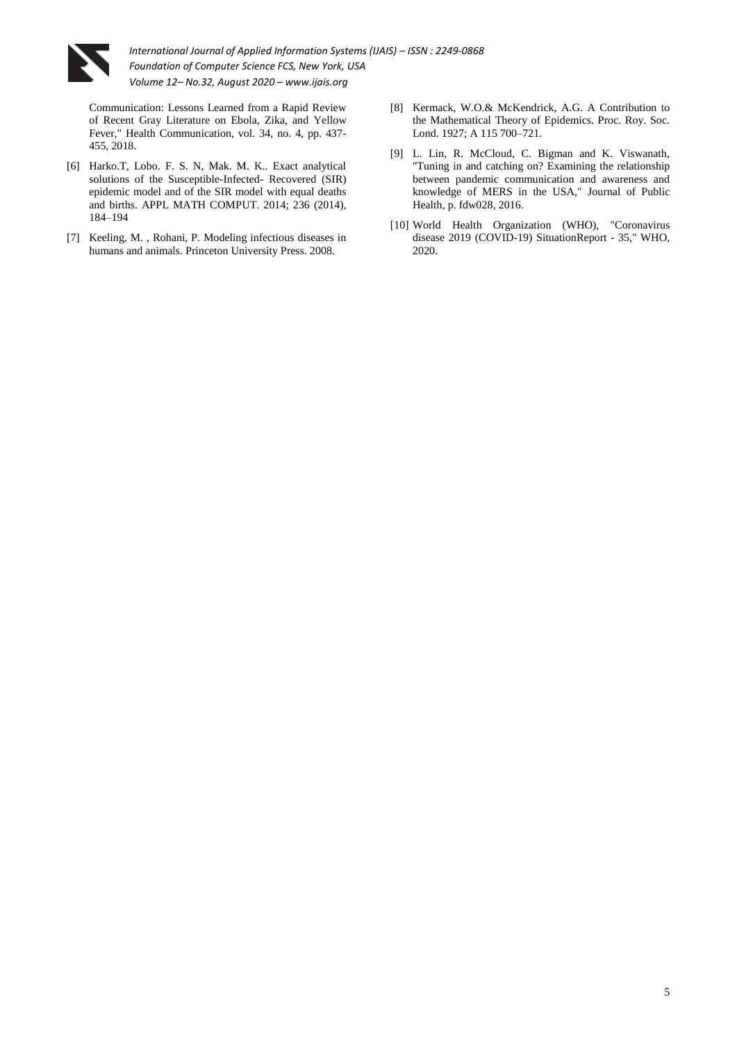Communication: Lessons Learned from a Rapid Review of Recent Gray Literature on Ebola, Zika, and Yellow Fever," Health Communication, vol. 34, no. 4, pp. 437-455, 2018.

[6] Harko.T, Lobo. F. S. N, Mak. M. K.. Exact analytical solutions of the Susceptible-Infected- Recovered (SIR) epidemic model and of the SIR model with equal deaths and births. APPL MATH COMPUT. 2014; 236 (2014), 184–194

[7] Keeling, M. , Rohani, P. Modeling infectious diseases in humans and animals. Princeton University Press. 2008.

[8] Kermack, W.O.& McKendrick, A.G. A Contribution to the Mathematical Theory of Epidemics. Proc. Roy. Soc. Lond. 1927; A 115 700–721.

[9] L. Lin, R. McCloud, C. Bigman and K. Viswanath, "Tuning in and catching on? Examining the relationship between pandemic communication and awareness and knowledge of MERS in the USA," Journal of Public Health, p. fdw028, 2016.

[10] World Health Organization (WHO), "Coronavirus disease 2019 (COVID-19) SituationReport - 35," WHO, 2020.